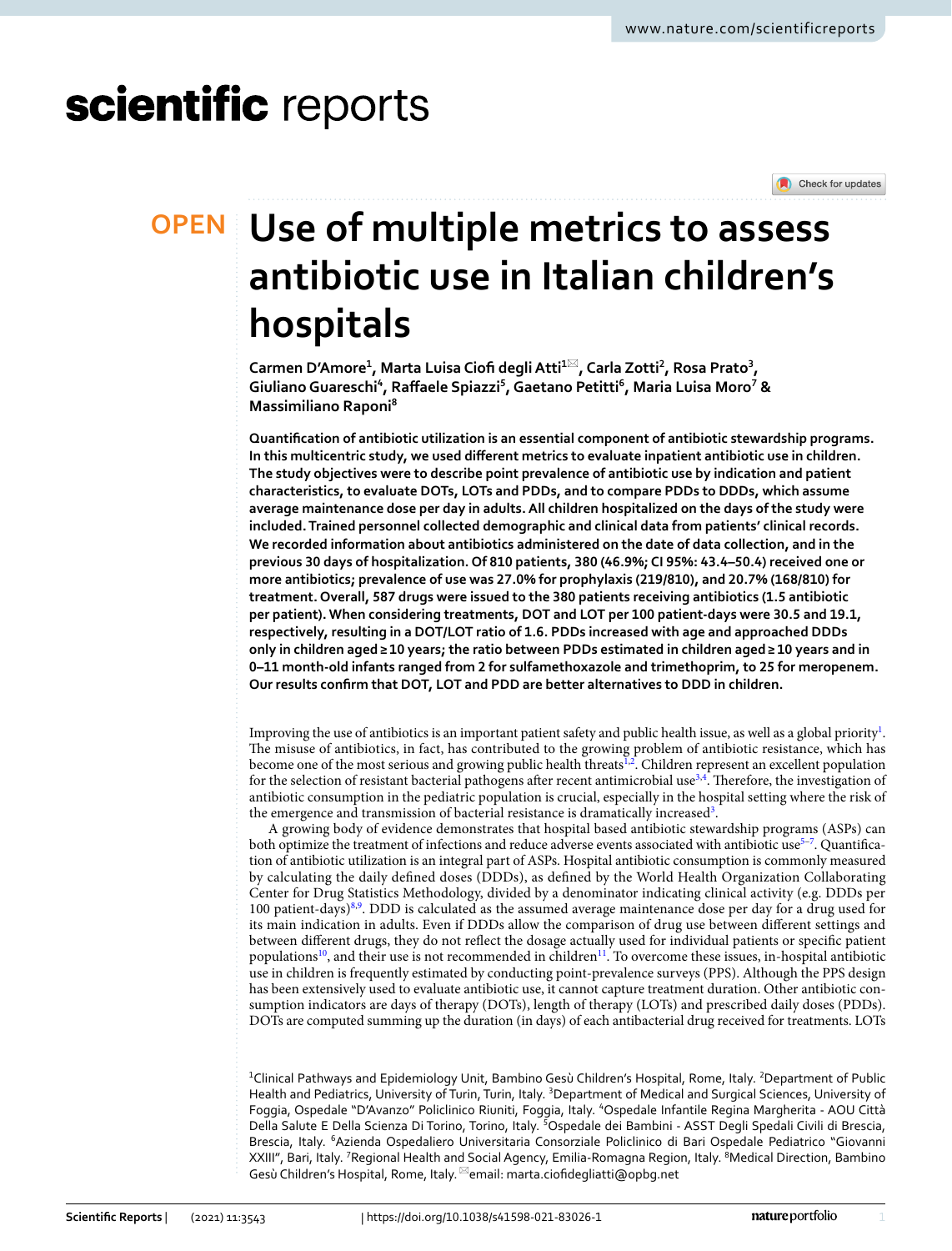OPEN

# Use of multiple metrics to assess antibiotic use in Italian children's hospitals

**Carmen D'Amore[1], Marta Luisa Ciofi degli Atti[1]✉, Carla Zotti[2], Rosa Prato[3], Giuliano Guareschi[4], Raffaele Spiazzi[5], Gaetano Petitti[6], Maria Luisa Moro[7] & Massimiliano Raponi[8]**

**Quantification of antibiotic utilization is an essential component of antibiotic stewardship programs. In this multicentric study, we used different metrics to evaluate inpatient antibiotic use in children. The study objectives were to describe point prevalence of antibiotic use by indication and patient characteristics, to evaluate DOTs, LOTs and PDDs, and to compare PDDs to DDDs, which assume average maintenance dose per day in adults. All children hospitalized on the days of the study were included. Trained personnel collected demographic and clinical data from patients' clinical records. We recorded information about antibiotics administered on the date of data collection, and in the previous 30 days of hospitalization. Of 810 patients, 380 (46.9%; CI 95%: 43.4–50.4) received one or more antibiotics; prevalence of use was 27.0% for prophylaxis (219/810), and 20.7% (168/810) for treatment. Overall, 587 drugs were issued to the 380 patients receiving antibiotics (1.5 antibiotic per patient). When considering treatments, DOT and LOT per 100 patient-days were 30.5 and 19.1, respectively, resulting in a DOT/LOT ratio of 1.6. PDDs increased with age and approached DDDs only in children aged ≥ 10 years; the ratio between PDDs estimated in children aged ≥ 10 years and in 0–11 month-old infants ranged from 2 for sulfamethoxazole and trimethoprim, to 25 for meropenem. Our results confirm that DOT, LOT and PDD are better alternatives to DDD in children.**

Improving the use of antibiotics is an important patient safety and public health issue, as well as a global priority[1]. The misuse of antibiotics, in fact, has contributed to the growing problem of antibiotic resistance, which has become one of the most serious and growing public health threats[1,2]. Children represent an excellent population for the selection of resistant bacterial pathogens after recent antimicrobial use[3,4]. Therefore, the investigation of antibiotic consumption in the pediatric population is crucial, especially in the hospital setting where the risk of the emergence and transmission of bacterial resistance is dramatically increased[3].

A growing body of evidence demonstrates that hospital based antibiotic stewardship programs (ASPs) can both optimize the treatment of infections and reduce adverse events associated with antibiotic use[5–7]. Quantification of antibiotic utilization is an integral part of ASPs. Hospital antibiotic consumption is commonly measured by calculating the daily defined doses (DDDs), as defined by the World Health Organization Collaborating Center for Drug Statistics Methodology, divided by a denominator indicating clinical activity (e.g. DDDs per 100 patient-days)[8,9]. DDD is calculated as the assumed average maintenance dose per day for a drug used for its main indication in adults. Even if DDDs allow the comparison of drug use between different settings and between different drugs, they do not reflect the dosage actually used for individual patients or specific patient populations[10], and their use is not recommended in children[11]. To overcome these issues, in-hospital antibiotic use in children is frequently estimated by conducting point-prevalence surveys (PPS). Although the PPS design has been extensively used to evaluate antibiotic use, it cannot capture treatment duration. Other antibiotic consumption indicators are days of therapy (DOTs), length of therapy (LOTs) and prescribed daily doses (PDDs). DOTs are computed summing up the duration (in days) of each antibacterial drug received for treatments. LOTs

[1]Clinical Pathways and Epidemiology Unit, Bambino Gesù Children's Hospital, Rome, Italy. [2]Department of Public Health and Pediatrics, University of Turin, Turin, Italy. [3]Department of Medical and Surgical Sciences, University of Foggia, Ospedale "D'Avanzo" Policlinico Riuniti, Foggia, Italy. [4]Ospedale Infantile Regina Margherita - AOU Città Della Salute E Della Scienza Di Torino, Torino, Italy. [5]Ospedale dei Bambini - ASST Degli Spedali Civili di Brescia, Brescia, Italy. [6]Azienda Ospedaliero Universitaria Consorziale Policlinico di Bari Ospedale Pediatrico "Giovanni XXIII", Bari, Italy. [7]Regional Health and Social Agency, Emilia-Romagna Region, Italy. [8]Medical Direction, Bambino Gesù Children's Hospital, Rome, Italy. ✉email: marta.ciofidegliatti@opbg.net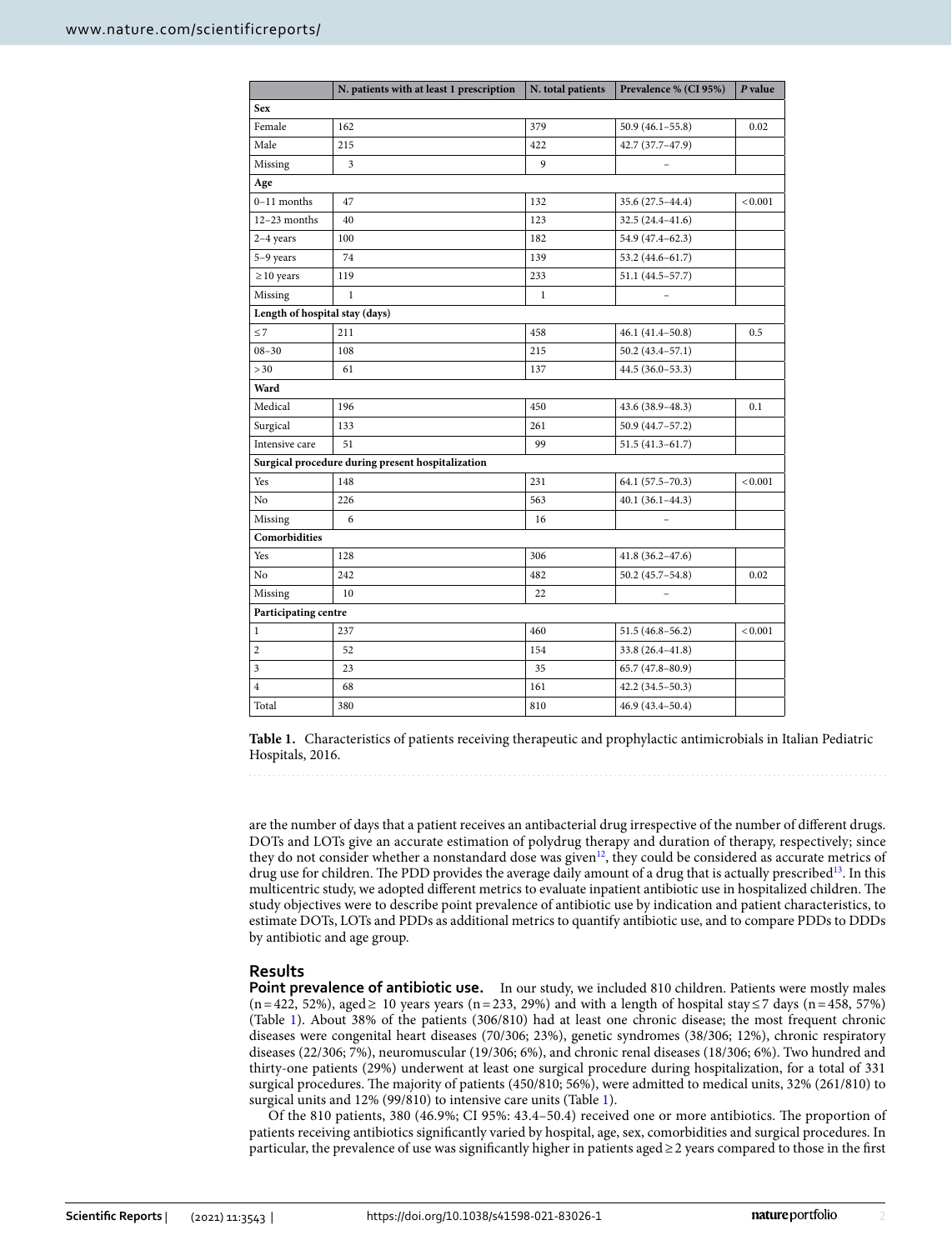| | N. patients with at least 1 prescription | N. total patients | Prevalence % (CI 95%) | *P* value |
|---|---|---|---|---|
| **Sex** | | | | |
| Female | 162 | 379 | 50.9 (46.1–55.8) | 0.02 |
| Male | 215 | 422 | 42.7 (37.7–47.9) | |
| Missing | 3 | 9 | – | |
| **Age** | | | | |
| 0–11 months | 47 | 132 | 35.6 (27.5–44.4) | < 0.001 |
| 12–23 months | 40 | 123 | 32.5 (24.4–41.6) | |
| 2–4 years | 100 | 182 | 54.9 (47.4–62.3) | |
| 5–9 years | 74 | 139 | 53.2 (44.6–61.7) | |
| ≥ 10 years | 119 | 233 | 51.1 (44.5–57.7) | |
| Missing | 1 | 1 | – | |
| **Length of hospital stay (days)** | | | | |
| ≤ 7 | 211 | 458 | 46.1 (41.4–50.8) | 0.5 |
| 08–30 | 108 | 215 | 50.2 (43.4–57.1) | |
| > 30 | 61 | 137 | 44.5 (36.0–53.3) | |
| **Ward** | | | | |
| Medical | 196 | 450 | 43.6 (38.9–48.3) | 0.1 |
| Surgical | 133 | 261 | 50.9 (44.7–57.2) | |
| Intensive care | 51 | 99 | 51.5 (41.3–61.7) | |
| **Surgical procedure during present hospitalization** | | | | |
| Yes | 148 | 231 | 64.1 (57.5–70.3) | < 0.001 |
| No | 226 | 563 | 40.1 (36.1–44.3) | |
| Missing | 6 | 16 | – | |
| **Comorbidities** | | | | |
| Yes | 128 | 306 | 41.8 (36.2–47.6) | |
| No | 242 | 482 | 50.2 (45.7–54.8) | 0.02 |
| Missing | 10 | 22 | – | |
| **Participating centre** | | | | |
| 1 | 237 | 460 | 51.5 (46.8–56.2) | < 0.001 |
| 2 | 52 | 154 | 33.8 (26.4–41.8) | |
| 3 | 23 | 35 | 65.7 (47.8–80.9) | |
| 4 | 68 | 161 | 42.2 (34.5–50.3) | |
| Total | 380 | 810 | 46.9 (43.4–50.4) | |

**Table 1.** Characteristics of patients receiving therapeutic and prophylactic antimicrobials in Italian Pediatric Hospitals, 2016.

are the number of days that a patient receives an antibacterial drug irrespective of the number of different drugs. DOTs and LOTs give an accurate estimation of polydrug therapy and duration of therapy, respectively; since they do not consider whether a nonstandard dose was given[12], they could be considered as accurate metrics of drug use for children. The PDD provides the average daily amount of a drug that is actually prescribed[13]. In this multicentric study, we adopted different metrics to evaluate inpatient antibiotic use in hospitalized children. The study objectives were to describe point prevalence of antibiotic use by indication and patient characteristics, to estimate DOTs, LOTs and PDDs as additional metrics to quantify antibiotic use, and to compare PDDs to DDDs by antibiotic and age group.

## Results

**Point prevalence of antibiotic use.** In our study, we included 810 children. Patients were mostly males (n = 422, 52%), aged ≥ 10 years years (n = 233, 29%) and with a length of hospital stay ≤ 7 days (n = 458, 57%) (Table 1). About 38% of the patients (306/810) had at least one chronic disease; the most frequent chronic diseases were congenital heart diseases (70/306; 23%), genetic syndromes (38/306; 12%), chronic respiratory diseases (22/306; 7%), neuromuscular (19/306; 6%), and chronic renal diseases (18/306; 6%). Two hundred and thirty-one patients (29%) underwent at least one surgical procedure during hospitalization, for a total of 331 surgical procedures. The majority of patients (450/810; 56%), were admitted to medical units, 32% (261/810) to surgical units and 12% (99/810) to intensive care units (Table 1).

Of the 810 patients, 380 (46.9%; CI 95%: 43.4–50.4) received one or more antibiotics. The proportion of patients receiving antibiotics significantly varied by hospital, age, sex, comorbidities and surgical procedures. In particular, the prevalence of use was significantly higher in patients aged ≥ 2 years compared to those in the first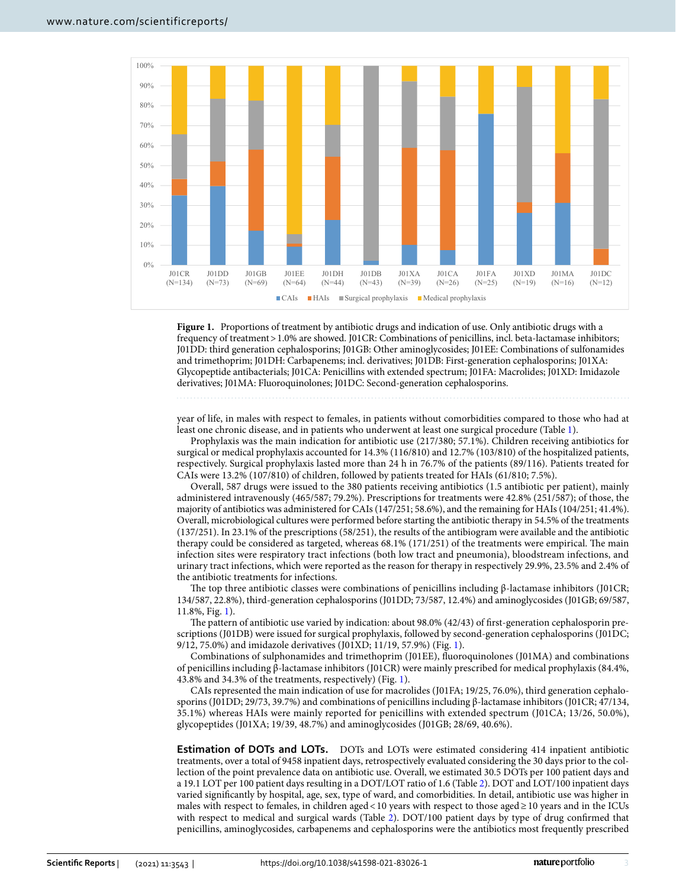**Figure 1.** Proportions of treatment by antibiotic drugs and indication of use. Only antibiotic drugs with a frequency of treatment > 1.0% are showed. J01CR: Combinations of penicillins, incl. beta-lactamase inhibitors; J01DD: third generation cephalosporins; J01GB: Other aminoglycosides; J01EE: Combinations of sulfonamides and trimethoprim; J01DH: Carbapenems; incl. derivatives; J01DB: First-generation cephalosporins; J01XA: Glycopeptide antibacterials; J01CA: Penicillins with extended spectrum; J01FA: Macrolides; J01XD: Imidazole derivatives; J01MA: Fluoroquinolones; J01DC: Second-generation cephalosporins.

year of life, in males with respect to females, in patients without comorbidities compared to those who had at least one chronic disease, and in patients who underwent at least one surgical procedure (Table 1).

Prophylaxis was the main indication for antibiotic use (217/380; 57.1%). Children receiving antibiotics for surgical or medical prophylaxis accounted for 14.3% (116/810) and 12.7% (103/810) of the hospitalized patients, respectively. Surgical prophylaxis lasted more than 24 h in 76.7% of the patients (89/116). Patients treated for CAIs were 13.2% (107/810) of children, followed by patients treated for HAIs (61/810; 7.5%).

Overall, 587 drugs were issued to the 380 patients receiving antibiotics (1.5 antibiotic per patient), mainly administered intravenously (465/587; 79.2%). Prescriptions for treatments were 42.8% (251/587); of those, the majority of antibiotics was administered for CAIs (147/251; 58.6%), and the remaining for HAIs (104/251; 41.4%). Overall, microbiological cultures were performed before starting the antibiotic therapy in 54.5% of the treatments (137/251). In 23.1% of the prescriptions (58/251), the results of the antibiogram were available and the antibiotic therapy could be considered as targeted, whereas 68.1% (171/251) of the treatments were empirical. The main infection sites were respiratory tract infections (both low tract and pneumonia), bloodstream infections, and urinary tract infections, which were reported as the reason for therapy in respectively 29.9%, 23.5% and 2.4% of the antibiotic treatments for infections.

The top three antibiotic classes were combinations of penicillins including β-lactamase inhibitors (J01CR; 134/587, 22.8%), third-generation cephalosporins (J01DD; 73/587, 12.4%) and aminoglycosides (J01GB; 69/587, 11.8%, Fig. 1).

The pattern of antibiotic use varied by indication: about 98.0% (42/43) of first-generation cephalosporin prescriptions (J01DB) were issued for surgical prophylaxis, followed by second-generation cephalosporins (J01DC; 9/12, 75.0%) and imidazole derivatives (J01XD; 11/19, 57.9%) (Fig. 1).

Combinations of sulphonamides and trimethoprim (J01EE), fluoroquinolones (J01MA) and combinations of penicillins including β-lactamase inhibitors (J01CR) were mainly prescribed for medical prophylaxis (84.4%, 43.8% and 34.3% of the treatments, respectively) (Fig. 1).

CAIs represented the main indication of use for macrolides (J01FA; 19/25, 76.0%), third generation cephalosporins (J01DD; 29/73, 39.7%) and combinations of penicillins including β-lactamase inhibitors (J01CR; 47/134, 35.1%) whereas HAIs were mainly reported for penicillins with extended spectrum (J01CA; 13/26, 50.0%), glycopeptides (J01XA; 19/39, 48.7%) and aminoglycosides (J01GB; 28/69, 40.6%).

**Estimation of DOTs and LOTs.** DOTs and LOTs were estimated considering 414 inpatient antibiotic treatments, over a total of 9458 inpatient days, retrospectively evaluated considering the 30 days prior to the collection of the point prevalence data on antibiotic use. Overall, we estimated 30.5 DOTs per 100 patient days and a 19.1 LOT per 100 patient days resulting in a DOT/LOT ratio of 1.6 (Table 2). DOT and LOT/100 inpatient days varied significantly by hospital, age, sex, type of ward, and comorbidities. In detail, antibiotic use was higher in males with respect to females, in children aged < 10 years with respect to those aged ≥ 10 years and in the ICUs with respect to medical and surgical wards (Table 2). DOT/100 patient days by type of drug confirmed that penicillins, aminoglycosides, carbapenems and cephalosporins were the antibiotics most frequently prescribed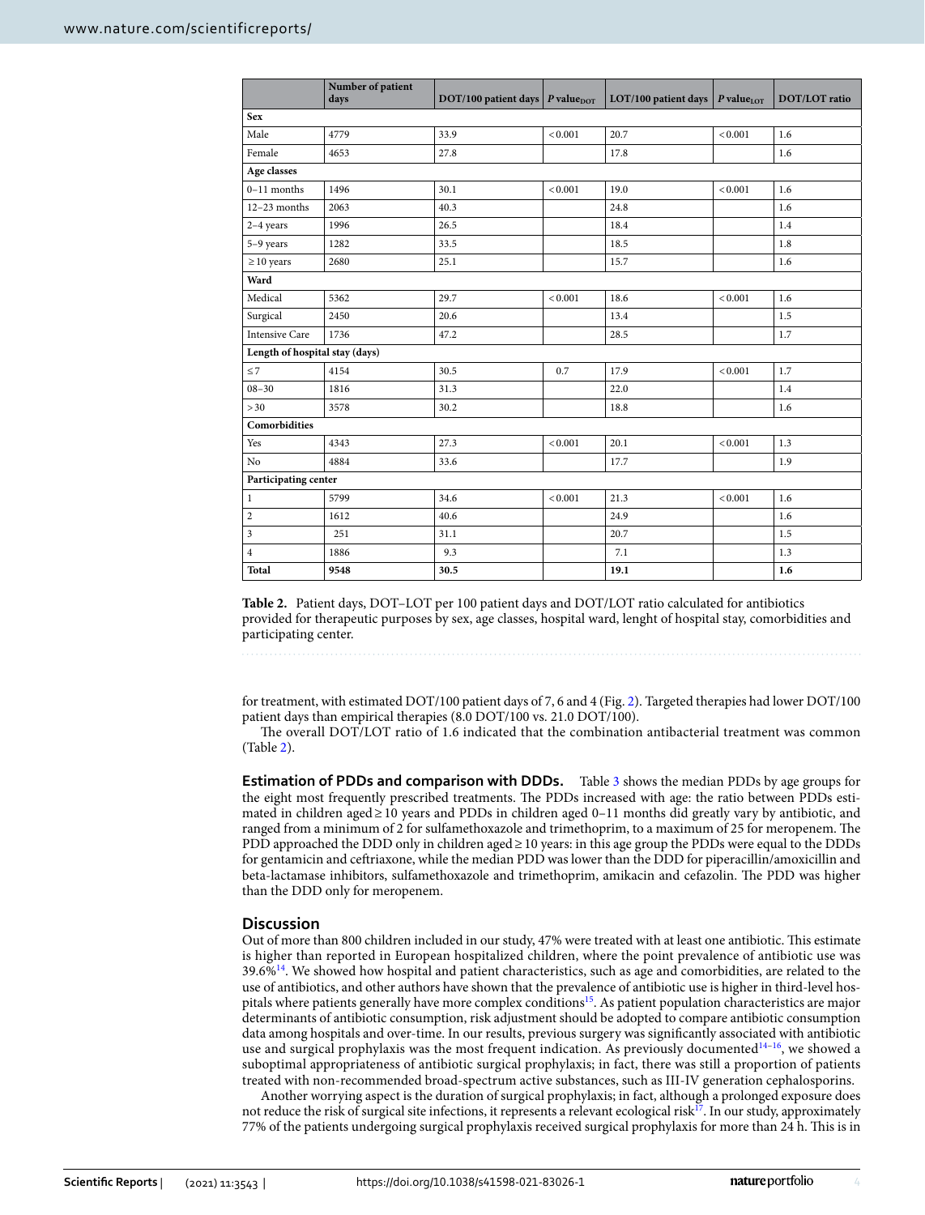| | Number of patient days | DOT/100 patient days | $P$ value$_{DOT}$ | LOT/100 patient days | $P$ value$_{LOT}$ | DOT/LOT ratio |
|---|---|---|---|---|---|---|
| **Sex** | | | | | | |
| Male | 4779 | 33.9 | < 0.001 | 20.7 | < 0.001 | 1.6 |
| Female | 4653 | 27.8 | | 17.8 | | 1.6 |
| **Age classes** | | | | | | |
| 0–11 months | 1496 | 30.1 | < 0.001 | 19.0 | < 0.001 | 1.6 |
| 12–23 months | 2063 | 40.3 | | 24.8 | | 1.6 |
| 2–4 years | 1996 | 26.5 | | 18.4 | | 1.4 |
| 5–9 years | 1282 | 33.5 | | 18.5 | | 1.8 |
| ≥ 10 years | 2680 | 25.1 | | 15.7 | | 1.6 |
| **Ward** | | | | | | |
| Medical | 5362 | 29.7 | < 0.001 | 18.6 | < 0.001 | 1.6 |
| Surgical | 2450 | 20.6 | | 13.4 | | 1.5 |
| Intensive Care | 1736 | 47.2 | | 28.5 | | 1.7 |
| **Length of hospital stay (days)** | | | | | | |
| ≤ 7 | 4154 | 30.5 | 0.7 | 17.9 | < 0.001 | 1.7 |
| 08–30 | 1816 | 31.3 | | 22.0 | | 1.4 |
| > 30 | 3578 | 30.2 | | 18.8 | | 1.6 |
| **Comorbidities** | | | | | | |
| Yes | 4343 | 27.3 | < 0.001 | 20.1 | < 0.001 | 1.3 |
| No | 4884 | 33.6 | | 17.7 | | 1.9 |
| **Participating center** | | | | | | |
| 1 | 5799 | 34.6 | < 0.001 | 21.3 | < 0.001 | 1.6 |
| 2 | 1612 | 40.6 | | 24.9 | | 1.6 |
| 3 | 251 | 31.1 | | 20.7 | | 1.5 |
| 4 | 1886 | 9.3 | | 7.1 | | 1.3 |
| **Total** | **9548** | **30.5** | | **19.1** | | **1.6** |

**Table 2.** Patient days, DOT–LOT per 100 patient days and DOT/LOT ratio calculated for antibiotics provided for therapeutic purposes by sex, age classes, hospital ward, lenght of hospital stay, comorbidities and participating center.

for treatment, with estimated DOT/100 patient days of 7, 6 and 4 (Fig. 2). Targeted therapies had lower DOT/100 patient days than empirical therapies (8.0 DOT/100 vs. 21.0 DOT/100).

The overall DOT/LOT ratio of 1.6 indicated that the combination antibacterial treatment was common (Table 2).

**Estimation of PDDs and comparison with DDDs.** Table 3 shows the median PDDs by age groups for the eight most frequently prescribed treatments. The PDDs increased with age: the ratio between PDDs estimated in children aged ≥ 10 years and PDDs in children aged 0–11 months did greatly vary by antibiotic, and ranged from a minimum of 2 for sulfamethoxazole and trimethoprim, to a maximum of 25 for meropenem. The PDD approached the DDD only in children aged ≥ 10 years: in this age group the PDDs were equal to the DDDs for gentamicin and ceftriaxone, while the median PDD was lower than the DDD for piperacillin/amoxicillin and beta-lactamase inhibitors, sulfamethoxazole and trimethoprim, amikacin and cefazolin. The PDD was higher than the DDD only for meropenem.

## Discussion

Out of more than 800 children included in our study, 47% were treated with at least one antibiotic. This estimate is higher than reported in European hospitalized children, where the point prevalence of antibiotic use was 39.6%[14]. We showed how hospital and patient characteristics, such as age and comorbidities, are related to the use of antibiotics, and other authors have shown that the prevalence of antibiotic use is higher in third-level hospitals where patients generally have more complex conditions[15]. As patient population characteristics are major determinants of antibiotic consumption, risk adjustment should be adopted to compare antibiotic consumption data among hospitals and over-time. In our results, previous surgery was significantly associated with antibiotic use and surgical prophylaxis was the most frequent indication. As previously documented[14–16], we showed a suboptimal appropriateness of antibiotic surgical prophylaxis; in fact, there was still a proportion of patients treated with non-recommended broad-spectrum active substances, such as III-IV generation cephalosporins.

Another worrying aspect is the duration of surgical prophylaxis; in fact, although a prolonged exposure does not reduce the risk of surgical site infections, it represents a relevant ecological risk[17]. In our study, approximately 77% of the patients undergoing surgical prophylaxis received surgical prophylaxis for more than 24 h. This is in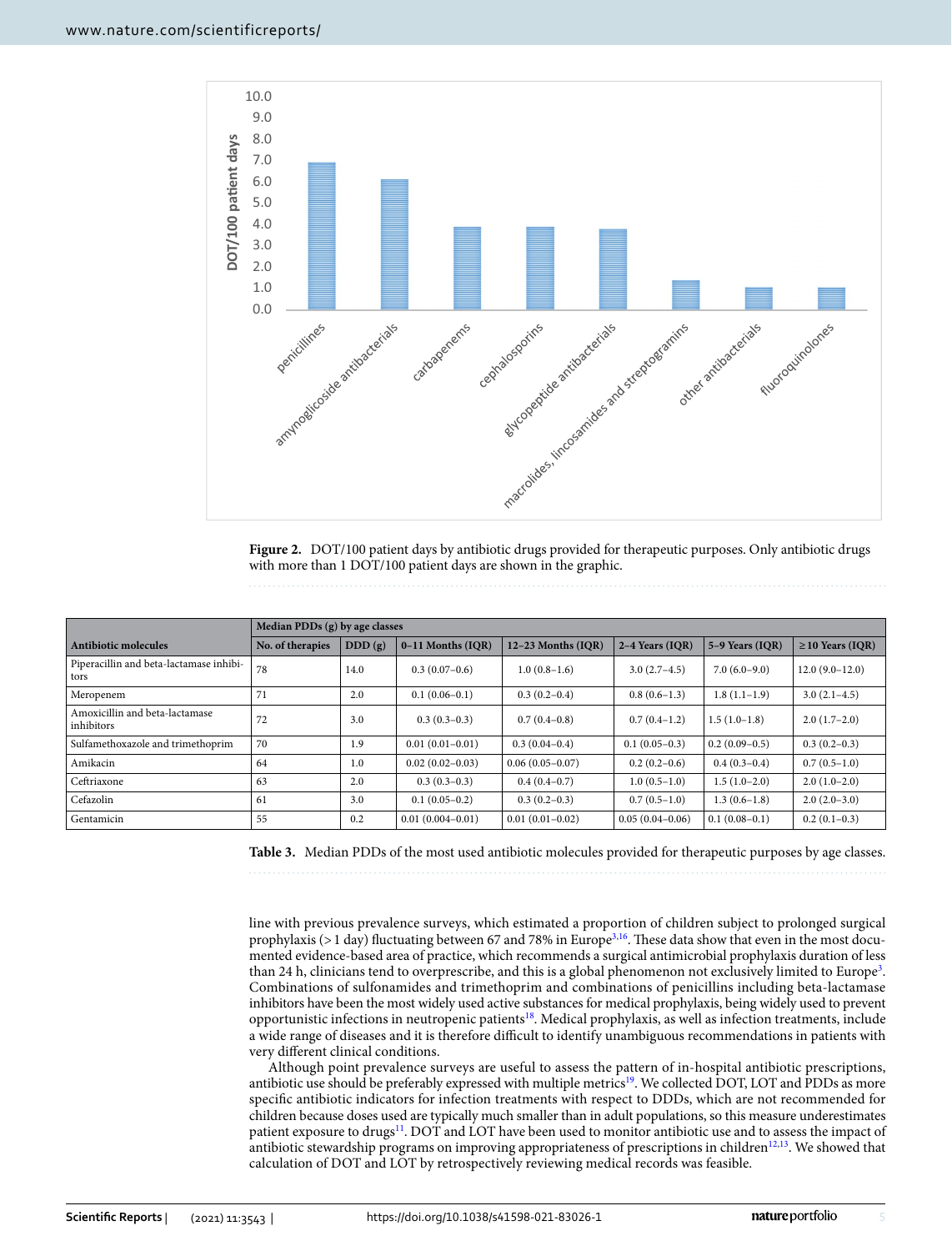**Figure 2.** DOT/100 patient days by antibiotic drugs provided for therapeutic purposes. Only antibiotic drugs with more than 1 DOT/100 patient days are shown in the graphic.

| Antibiotic molecules | Median PDDs (g) by age classes | | | | | | |
|---|---|---|---|---|---|---|---|
| | No. of therapies | DDD (g) | 0–11 Months (IQR) | 12–23 Months (IQR) | 2–4 Years (IQR) | 5–9 Years (IQR) | ≥ 10 Years (IQR) |
| Piperacillin and beta-lactamase inhibitors | 78 | 14.0 | 0.3 (0.07–0.6) | 1.0 (0.8–1.6) | 3.0 (2.7–4.5) | 7.0 (6.0–9.0) | 12.0 (9.0–12.0) |
| Meropenem | 71 | 2.0 | 0.1 (0.06–0.1) | 0.3 (0.2–0.4) | 0.8 (0.6–1.3) | 1.8 (1.1–1.9) | 3.0 (2.1–4.5) |
| Amoxicillin and beta-lactamase inhibitors | 72 | 3.0 | 0.3 (0.3–0.3) | 0.7 (0.4–0.8) | 0.7 (0.4–1.2) | 1.5 (1.0–1.8) | 2.0 (1.7–2.0) |
| Sulfamethoxazole and trimethoprim | 70 | 1.9 | 0.01 (0.01–0.01) | 0.3 (0.04–0.4) | 0.1 (0.05–0.3) | 0.2 (0.09–0.5) | 0.3 (0.2–0.3) |
| Amikacin | 64 | 1.0 | 0.02 (0.02–0.03) | 0.06 (0.05–0.07) | 0.2 (0.2–0.6) | 0.4 (0.3–0.4) | 0.7 (0.5–1.0) |
| Ceftriaxone | 63 | 2.0 | 0.3 (0.3–0.3) | 0.4 (0.4–0.7) | 1.0 (0.5–1.0) | 1.5 (1.0–2.0) | 2.0 (1.0–2.0) |
| Cefazolin | 61 | 3.0 | 0.1 (0.05–0.2) | 0.3 (0.2–0.3) | 0.7 (0.5–1.0) | 1.3 (0.6–1.8) | 2.0 (2.0–3.0) |
| Gentamicin | 55 | 0.2 | 0.01 (0.004–0.01) | 0.01 (0.01–0.02) | 0.05 (0.04–0.06) | 0.1 (0.08–0.1) | 0.2 (0.1–0.3) |

**Table 3.** Median PDDs of the most used antibiotic molecules provided for therapeutic purposes by age classes.

line with previous prevalence surveys, which estimated a proportion of children subject to prolonged surgical prophylaxis (> 1 day) fluctuating between 67 and 78% in Europe[3,16]. These data show that even in the most documented evidence-based area of practice, which recommends a surgical antimicrobial prophylaxis duration of less than 24 h, clinicians tend to overprescribe, and this is a global phenomenon not exclusively limited to Europe[3]. Combinations of sulfonamides and trimethoprim and combinations of penicillins including beta-lactamase inhibitors have been the most widely used active substances for medical prophylaxis, being widely used to prevent opportunistic infections in neutropenic patients[18]. Medical prophylaxis, as well as infection treatments, include a wide range of diseases and it is therefore difficult to identify unambiguous recommendations in patients with very different clinical conditions.

Although point prevalence surveys are useful to assess the pattern of in-hospital antibiotic prescriptions, antibiotic use should be preferably expressed with multiple metrics[19]. We collected DOT, LOT and PDDs as more specific antibiotic indicators for infection treatments with respect to DDDs, which are not recommended for children because doses used are typically much smaller than in adult populations, so this measure underestimates patient exposure to drugs[11]. DOT and LOT have been used to monitor antibiotic use and to assess the impact of antibiotic stewardship programs on improving appropriateness of prescriptions in children[12,13]. We showed that calculation of DOT and LOT by retrospectively reviewing medical records was feasible.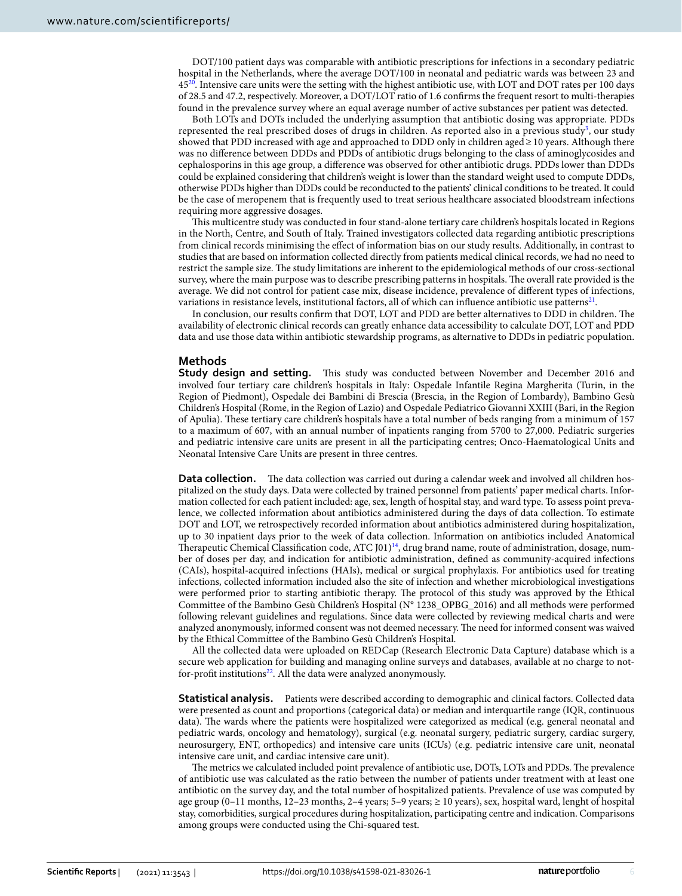DOT/100 patient days was comparable with antibiotic prescriptions for infections in a secondary pediatric hospital in the Netherlands, where the average DOT/100 in neonatal and pediatric wards was between 23 and 45[20]. Intensive care units were the setting with the highest antibiotic use, with LOT and DOT rates per 100 days of 28.5 and 47.2, respectively. Moreover, a DOT/LOT ratio of 1.6 confirms the frequent resort to multi-therapies found in the prevalence survey where an equal average number of active substances per patient was detected.

Both LOTs and DOTs included the underlying assumption that antibiotic dosing was appropriate. PDDs represented the real prescribed doses of drugs in children. As reported also in a previous study[3], our study showed that PDD increased with age and approached to DDD only in children aged ≥ 10 years. Although there was no difference between DDDs and PDDs of antibiotic drugs belonging to the class of aminoglycosides and cephalosporins in this age group, a difference was observed for other antibiotic drugs. PDDs lower than DDDs could be explained considering that children's weight is lower than the standard weight used to compute DDDs, otherwise PDDs higher than DDDs could be reconducted to the patients' clinical conditions to be treated. It could be the case of meropenem that is frequently used to treat serious healthcare associated bloodstream infections requiring more aggressive dosages.

This multicentre study was conducted in four stand-alone tertiary care children's hospitals located in Regions in the North, Centre, and South of Italy. Trained investigators collected data regarding antibiotic prescriptions from clinical records minimising the effect of information bias on our study results. Additionally, in contrast to studies that are based on information collected directly from patients medical clinical records, we had no need to restrict the sample size. The study limitations are inherent to the epidemiological methods of our cross-sectional survey, where the main purpose was to describe prescribing patterns in hospitals. The overall rate provided is the average. We did not control for patient case mix, disease incidence, prevalence of different types of infections, variations in resistance levels, institutional factors, all of which can influence antibiotic use patterns[21].

In conclusion, our results confirm that DOT, LOT and PDD are better alternatives to DDD in children. The availability of electronic clinical records can greatly enhance data accessibility to calculate DOT, LOT and PDD data and use those data within antibiotic stewardship programs, as alternative to DDDs in pediatric population.

## Methods

**Study design and setting.** This study was conducted between November and December 2016 and involved four tertiary care children's hospitals in Italy: Ospedale Infantile Regina Margherita (Turin, in the Region of Piedmont), Ospedale dei Bambini di Brescia (Brescia, in the Region of Lombardy), Bambino Gesù Children's Hospital (Rome, in the Region of Lazio) and Ospedale Pediatrico Giovanni XXIII (Bari, in the Region of Apulia). These tertiary care children's hospitals have a total number of beds ranging from a minimum of 157 to a maximum of 607, with an annual number of inpatients ranging from 5700 to 27,000. Pediatric surgeries and pediatric intensive care units are present in all the participating centres; Onco-Haematological Units and Neonatal Intensive Care Units are present in three centres.

**Data collection.** The data collection was carried out during a calendar week and involved all children hospitalized on the study days. Data were collected by trained personnel from patients' paper medical charts. Information collected for each patient included: age, sex, length of hospital stay, and ward type. To assess point prevalence, we collected information about antibiotics administered during the days of data collection. To estimate DOT and LOT, we retrospectively recorded information about antibiotics administered during hospitalization, up to 30 inpatient days prior to the week of data collection. Information on antibiotics included Anatomical Therapeutic Chemical Classification code, ATC J01)[14], drug brand name, route of administration, dosage, number of doses per day, and indication for antibiotic administration, defined as community-acquired infections (CAIs), hospital-acquired infections (HAIs), medical or surgical prophylaxis. For antibiotics used for treating infections, collected information included also the site of infection and whether microbiological investigations were performed prior to starting antibiotic therapy. The protocol of this study was approved by the Ethical Committee of the Bambino Gesù Children's Hospital (N° 1238_OPBG_2016) and all methods were performed following relevant guidelines and regulations. Since data were collected by reviewing medical charts and were analyzed anonymously, informed consent was not deemed necessary. The need for informed consent was waived by the Ethical Committee of the Bambino Gesù Children's Hospital.

All the collected data were uploaded on REDCap (Research Electronic Data Capture) database which is a secure web application for building and managing online surveys and databases, available at no charge to not-for-profit institutions[22]. All the data were analyzed anonymously.

**Statistical analysis.** Patients were described according to demographic and clinical factors. Collected data were presented as count and proportions (categorical data) or median and interquartile range (IQR, continuous data). The wards where the patients were hospitalized were categorized as medical (e.g. general neonatal and pediatric wards, oncology and hematology), surgical (e.g. neonatal surgery, pediatric surgery, cardiac surgery, neurosurgery, ENT, orthopedics) and intensive care units (ICUs) (e.g. pediatric intensive care unit, neonatal intensive care unit, and cardiac intensive care unit).

The metrics we calculated included point prevalence of antibiotic use, DOTs, LOTs and PDDs. The prevalence of antibiotic use was calculated as the ratio between the number of patients under treatment with at least one antibiotic on the survey day, and the total number of hospitalized patients. Prevalence of use was computed by age group (0–11 months, 12–23 months, 2–4 years; 5–9 years; ≥ 10 years), sex, hospital ward, lenght of hospital stay, comorbidities, surgical procedures during hospitalization, participating centre and indication. Comparisons among groups were conducted using the Chi-squared test.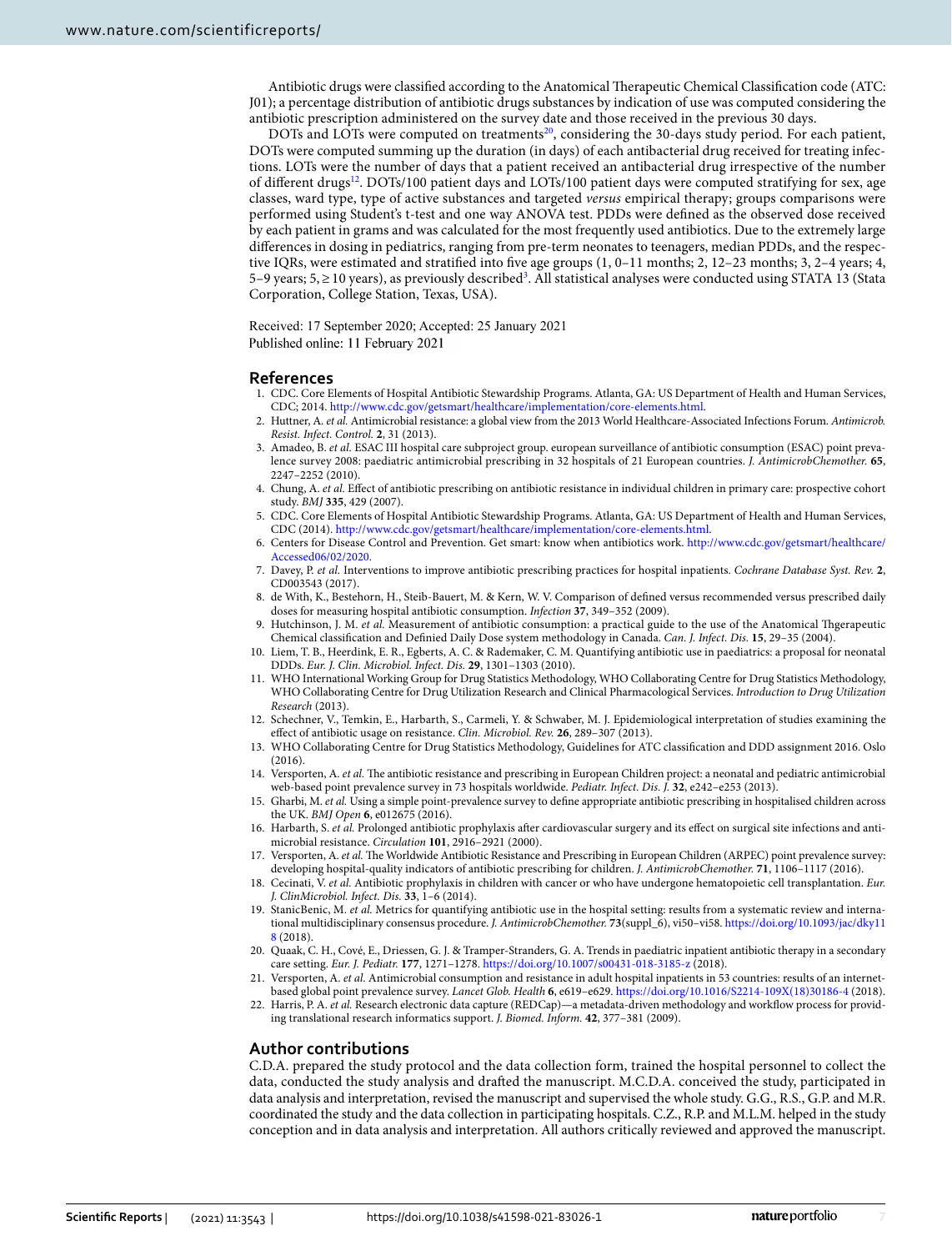Antibiotic drugs were classified according to the Anatomical Therapeutic Chemical Classification code (ATC: J01); a percentage distribution of antibiotic drugs substances by indication of use was computed considering the antibiotic prescription administered on the survey date and those received in the previous 30 days.

DOTs and LOTs were computed on treatments[20], considering the 30-days study period. For each patient, DOTs were computed summing up the duration (in days) of each antibacterial drug received for treating infections. LOTs were the number of days that a patient received an antibacterial drug irrespective of the number of different drugs[12]. DOTs/100 patient days and LOTs/100 patient days were computed stratifying for sex, age classes, ward type, type of active substances and targeted *versus* empirical therapy; groups comparisons were performed using Student's t-test and one way ANOVA test. PDDs were defined as the observed dose received by each patient in grams and was calculated for the most frequently used antibiotics. Due to the extremely large differences in dosing in pediatrics, ranging from pre-term neonates to teenagers, median PDDs, and the respective IQRs, were estimated and stratified into five age groups (1, 0–11 months; 2, 12–23 months; 3, 2–4 years; 4, 5–9 years; 5, ≥ 10 years), as previously described[3]. All statistical analyses were conducted using STATA 13 (Stata Corporation, College Station, Texas, USA).

Received: 17 September 2020; Accepted: 25 January 2021
Published online: 11 February 2021

## References

1. CDC. Core Elements of Hospital Antibiotic Stewardship Programs. Atlanta, GA: US Department of Health and Human Services, CDC; 2014. http://www.cdc.gov/getsmart/healthcare/implementation/core-elements.html.
2. Huttner, A. *et al.* Antimicrobial resistance: a global view from the 2013 World Healthcare-Associated Infections Forum. *Antimicrob. Resist. Infect. Control.* **2**, 31 (2013).
3. Amadeo, B. *et al.* ESAC III hospital care subproject group. european surveillance of antibiotic consumption (ESAC) point prevalence survey 2008: paediatric antimicrobial prescribing in 32 hospitals of 21 European countries. *J. AntimicrobChemother.* **65**, 2247–2252 (2010).
4. Chung, A. *et al.* Effect of antibiotic prescribing on antibiotic resistance in individual children in primary care: prospective cohort study. *BMJ* **335**, 429 (2007).
5. CDC. Core Elements of Hospital Antibiotic Stewardship Programs. Atlanta, GA: US Department of Health and Human Services, CDC (2014). http://www.cdc.gov/getsmart/healthcare/implementation/core-elements.html.
6. Centers for Disease Control and Prevention. Get smart: know when antibiotics work. http://www.cdc.gov/getsmart/healthcare/Accessed06/02/2020.
7. Davey, P. *et al.* Interventions to improve antibiotic prescribing practices for hospital inpatients. *Cochrane Database Syst. Rev.* **2**, CD003543 (2017).
8. de With, K., Bestehorn, H., Steib-Bauert, M. & Kern, W. V. Comparison of defined versus recommended versus prescribed daily doses for measuring hospital antibiotic consumption. *Infection* **37**, 349–352 (2009).
9. Hutchinson, J. M. *et al.* Measurement of antibiotic consumption: a practical guide to the use of the Anatomical Thgerapeutic Chemical classification and Definied Daily Dose system methodology in Canada. *Can. J. Infect. Dis.* **15**, 29–35 (2004).
10. Liem, T. B., Heerdink, E. R., Egberts, A. C. & Rademaker, C. M. Quantifying antibiotic use in paediatrics: a proposal for neonatal DDDs. *Eur. J. Clin. Microbiol. Infect. Dis.* **29**, 1301–1303 (2010).
11. WHO International Working Group for Drug Statistics Methodology, WHO Collaborating Centre for Drug Statistics Methodology, WHO Collaborating Centre for Drug Utilization Research and Clinical Pharmacological Services. *Introduction to Drug Utilization Research* (2013).
12. Schechner, V., Temkin, E., Harbarth, S., Carmeli, Y. & Schwaber, M. J. Epidemiological interpretation of studies examining the effect of antibiotic usage on resistance. *Clin. Microbiol. Rev.* **26**, 289–307 (2013).
13. WHO Collaborating Centre for Drug Statistics Methodology, Guidelines for ATC classification and DDD assignment 2016. Oslo (2016).
14. Versporten, A. *et al.* The antibiotic resistance and prescribing in European Children project: a neonatal and pediatric antimicrobial web-based point prevalence survey in 73 hospitals worldwide. *Pediatr. Infect. Dis. J.* **32**, e242–e253 (2013).
15. Gharbi, M. *et al.* Using a simple point-prevalence survey to define appropriate antibiotic prescribing in hospitalised children across the UK. *BMJ Open* **6**, e012675 (2016).
16. Harbarth, S. *et al.* Prolonged antibiotic prophylaxis after cardiovascular surgery and its effect on surgical site infections and antimicrobial resistance. *Circulation* **101**, 2916–2921 (2000).
17. Versporten, A. *et al.* The Worldwide Antibiotic Resistance and Prescribing in European Children (ARPEC) point prevalence survey: developing hospital-quality indicators of antibiotic prescribing for children. *J. AntimicrobChemother.* **71**, 1106–1117 (2016).
18. Cecinati, V. *et al.* Antibiotic prophylaxis in children with cancer or who have undergone hematopoietic cell transplantation. *Eur. J. ClinMicrobiol. Infect. Dis.* **33**, 1–6 (2014).
19. StanicBenic, M. *et al.* Metrics for quantifying antibiotic use in the hospital setting: results from a systematic review and international multidisciplinary consensus procedure. *J. AntimicrobChemother.* **73**(suppl_6), vi50–vi58. https://doi.org/10.1093/jac/dky118 (2018).
20. Quaak, C. H., Cové, E., Driessen, G. J. & Tramper-Stranders, G. A. Trends in paediatric inpatient antibiotic therapy in a secondary care setting. *Eur. J. Pediatr.* **177**, 1271–1278. https://doi.org/10.1007/s00431-018-3185-z (2018).
21. Versporten, A. *et al.* Antimicrobial consumption and resistance in adult hospital inpatients in 53 countries: results of an internet-based global point prevalence survey. *Lancet Glob. Health* **6**, e619–e629. https://doi.org/10.1016/S2214-109X(18)30186-4 (2018).
22. Harris, P. A. *et al.* Research electronic data capture (REDCap)—a metadata-driven methodology and workflow process for providing translational research informatics support. *J. Biomed. Inform.* **42**, 377–381 (2009).

## Author contributions

C.D.A. prepared the study protocol and the data collection form, trained the hospital personnel to collect the data, conducted the study analysis and drafted the manuscript. M.C.D.A. conceived the study, participated in data analysis and interpretation, revised the manuscript and supervised the whole study. G.G., R.S., G.P. and M.R. coordinated the study and the data collection in participating hospitals. C.Z., R.P. and M.L.M. helped in the study conception and in data analysis and interpretation. All authors critically reviewed and approved the manuscript.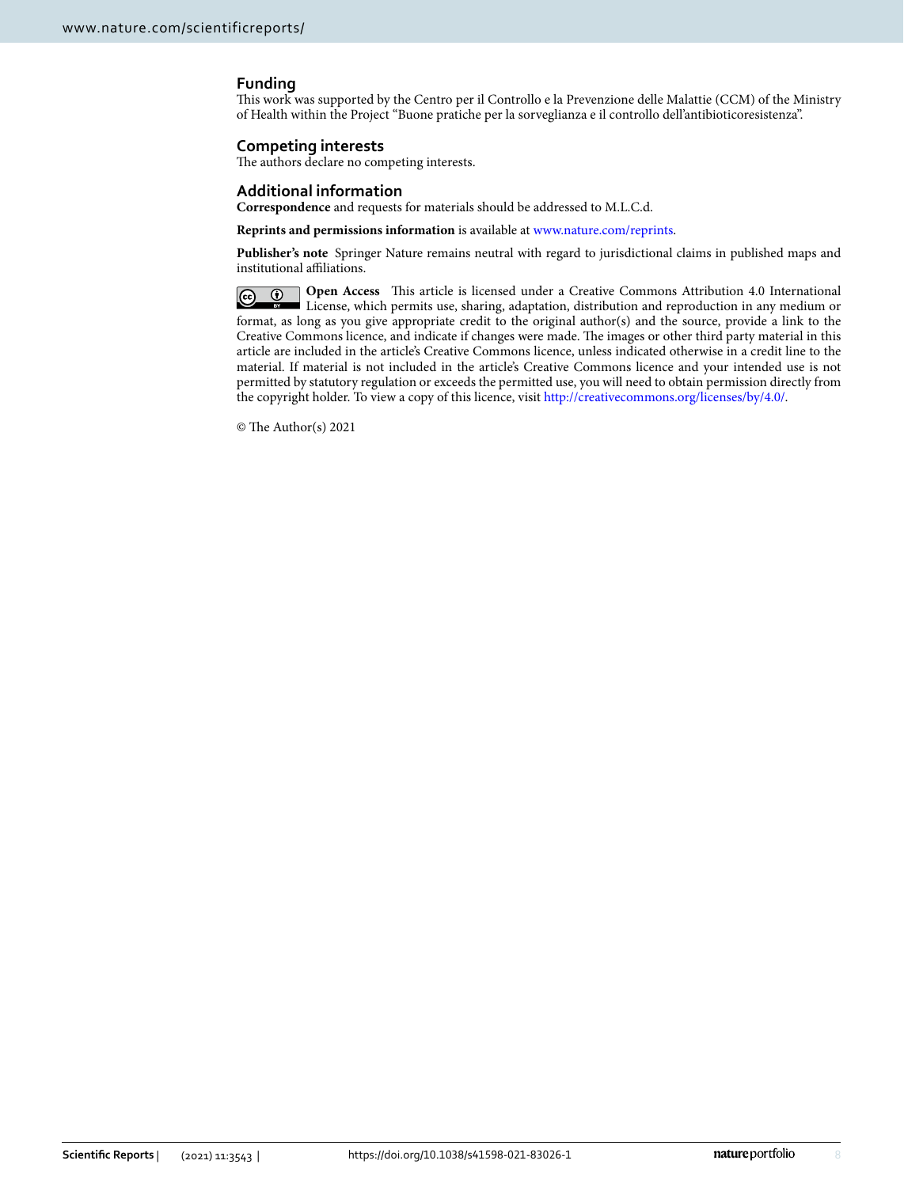## Funding

This work was supported by the Centro per il Controllo e la Prevenzione delle Malattie (CCM) of the Ministry of Health within the Project "Buone pratiche per la sorveglianza e il controllo dell'antibioticoresistenza".

## Competing interests

The authors declare no competing interests.

## Additional information

**Correspondence** and requests for materials should be addressed to M.L.C.d.

**Reprints and permissions information** is available at www.nature.com/reprints.

**Publisher's note** Springer Nature remains neutral with regard to jurisdictional claims in published maps and institutional affiliations.

**Open Access** This article is licensed under a Creative Commons Attribution 4.0 International License, which permits use, sharing, adaptation, distribution and reproduction in any medium or format, as long as you give appropriate credit to the original author(s) and the source, provide a link to the Creative Commons licence, and indicate if changes were made. The images or other third party material in this article are included in the article's Creative Commons licence, unless indicated otherwise in a credit line to the material. If material is not included in the article's Creative Commons licence and your intended use is not permitted by statutory regulation or exceeds the permitted use, you will need to obtain permission directly from the copyright holder. To view a copy of this licence, visit http://creativecommons.org/licenses/by/4.0/.

© The Author(s) 2021